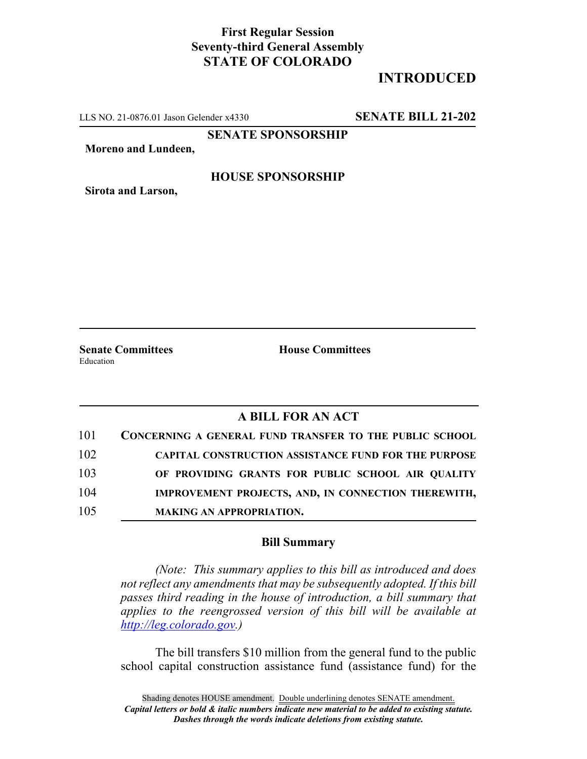**First Regular Session**
**Seventy-third General Assembly**
**STATE OF COLORADO**

# INTRODUCED

LLS NO. 21-0876.01 Jason Gelender x4330 **SENATE BILL 21-202**

**SENATE SPONSORSHIP**

**Moreno and Lundeen,**

**HOUSE SPONSORSHIP**

**Sirota and Larson,**

**Senate Committees**
Education

**House Committees**

## A BILL FOR AN ACT

101 **CONCERNING A GENERAL FUND TRANSFER TO THE PUBLIC SCHOOL**
102 **CAPITAL CONSTRUCTION ASSISTANCE FUND FOR THE PURPOSE**
103 **OF PROVIDING GRANTS FOR PUBLIC SCHOOL AIR QUALITY**
104 **IMPROVEMENT PROJECTS, AND, IN CONNECTION THEREWITH,**
105 **MAKING AN APPROPRIATION.**

### Bill Summary

*(Note: This summary applies to this bill as introduced and does not reflect any amendments that may be subsequently adopted. If this bill passes third reading in the house of introduction, a bill summary that applies to the reengrossed version of this bill will be available at http://leg.colorado.gov.)*

The bill transfers $10 million from the general fund to the public school capital construction assistance fund (assistance fund) for the

Shading denotes HOUSE amendment. Double underlining denotes SENATE amendment.
***Capital letters or bold & italic numbers indicate new material to be added to existing statute.***
***Dashes through the words indicate deletions from existing statute.***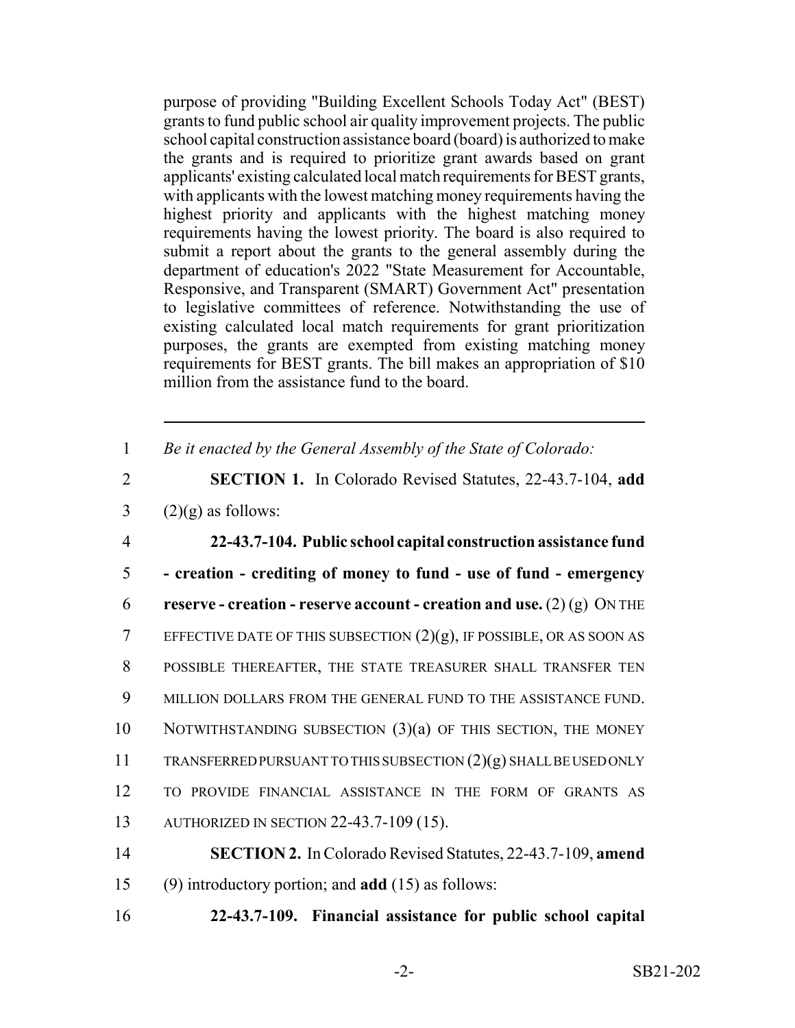purpose of providing "Building Excellent Schools Today Act" (BEST) grants to fund public school air quality improvement projects. The public school capital construction assistance board (board) is authorized to make the grants and is required to prioritize grant awards based on grant applicants' existing calculated local match requirements for BEST grants, with applicants with the lowest matching money requirements having the highest priority and applicants with the highest matching money requirements having the lowest priority. The board is also required to submit a report about the grants to the general assembly during the department of education's 2022 "State Measurement for Accountable, Responsive, and Transparent (SMART) Government Act" presentation to legislative committees of reference. Notwithstanding the use of existing calculated local match requirements for grant prioritization purposes, the grants are exempted from existing matching money requirements for BEST grants. The bill makes an appropriation of $10 million from the assistance fund to the board.

---

1 *Be it enacted by the General Assembly of the State of Colorado:*

2 **SECTION 1.** In Colorado Revised Statutes, 22-43.7-104, **add**
3 (2)(g) as follows:

4 **22-43.7-104. Public school capital construction assistance fund**
5 **- creation - crediting of money to fund - use of fund - emergency**
6 **reserve - creation - reserve account - creation and use.** (2) (g) ON THE
7 EFFECTIVE DATE OF THIS SUBSECTION (2)(g), IF POSSIBLE, OR AS SOON AS
8 POSSIBLE THEREAFTER, THE STATE TREASURER SHALL TRANSFER TEN
9 MILLION DOLLARS FROM THE GENERAL FUND TO THE ASSISTANCE FUND.
10 NOTWITHSTANDING SUBSECTION (3)(a) OF THIS SECTION, THE MONEY
11 TRANSFERRED PURSUANT TO THIS SUBSECTION (2)(g) SHALL BE USED ONLY
12 TO PROVIDE FINANCIAL ASSISTANCE IN THE FORM OF GRANTS AS
13 AUTHORIZED IN SECTION 22-43.7-109 (15).

14 **SECTION 2.** In Colorado Revised Statutes, 22-43.7-109, **amend**
15 (9) introductory portion; and **add** (15) as follows:

16 **22-43.7-109. Financial assistance for public school capital**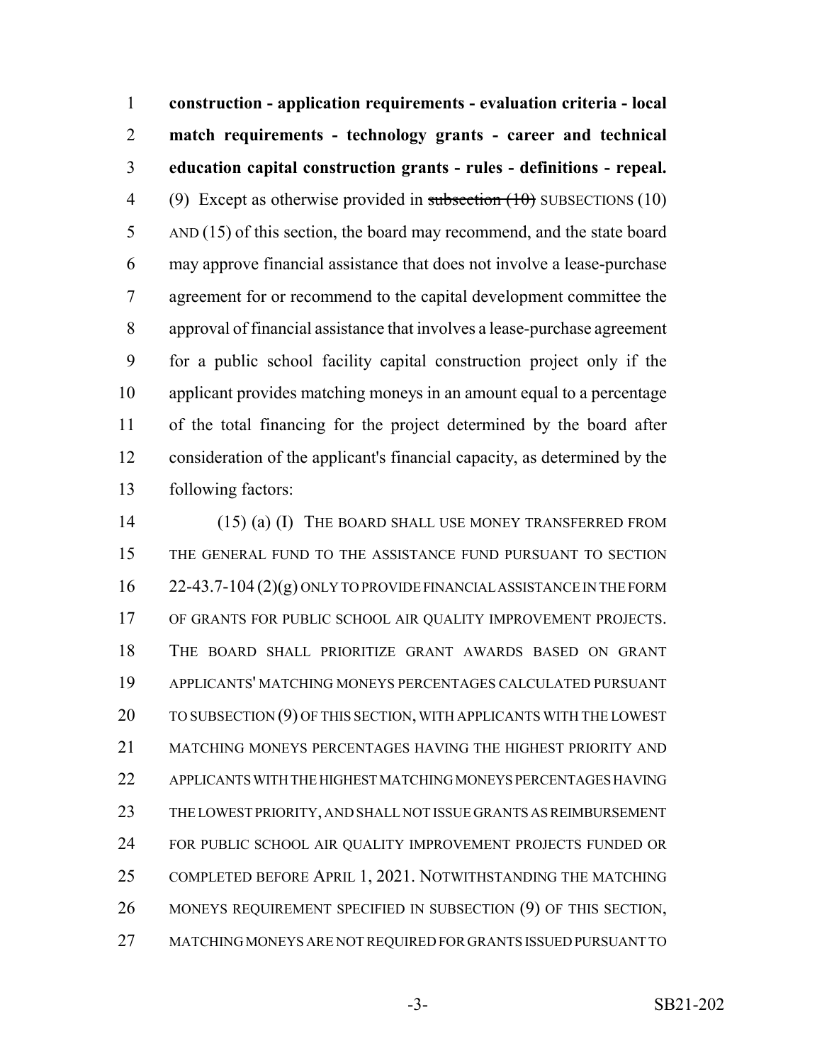**construction - application requirements - evaluation criteria - local match requirements - technology grants - career and technical education capital construction grants - rules - definitions - repeal.**

(9) Except as otherwise provided in ~~subsection (10)~~ SUBSECTIONS (10) AND (15) of this section, the board may recommend, and the state board may approve financial assistance that does not involve a lease-purchase agreement for or recommend to the capital development committee the approval of financial assistance that involves a lease-purchase agreement for a public school facility capital construction project only if the applicant provides matching moneys in an amount equal to a percentage of the total financing for the project determined by the board after consideration of the applicant's financial capacity, as determined by the following factors:

(15) (a) (I) THE BOARD SHALL USE MONEY TRANSFERRED FROM THE GENERAL FUND TO THE ASSISTANCE FUND PURSUANT TO SECTION 22-43.7-104 (2)(g) ONLY TO PROVIDE FINANCIAL ASSISTANCE IN THE FORM OF GRANTS FOR PUBLIC SCHOOL AIR QUALITY IMPROVEMENT PROJECTS. THE BOARD SHALL PRIORITIZE GRANT AWARDS BASED ON GRANT APPLICANTS' MATCHING MONEYS PERCENTAGES CALCULATED PURSUANT TO SUBSECTION (9) OF THIS SECTION, WITH APPLICANTS WITH THE LOWEST MATCHING MONEYS PERCENTAGES HAVING THE HIGHEST PRIORITY AND APPLICANTS WITH THE HIGHEST MATCHING MONEYS PERCENTAGES HAVING THE LOWEST PRIORITY, AND SHALL NOT ISSUE GRANTS AS REIMBURSEMENT FOR PUBLIC SCHOOL AIR QUALITY IMPROVEMENT PROJECTS FUNDED OR COMPLETED BEFORE APRIL 1, 2021. NOTWITHSTANDING THE MATCHING MONEYS REQUIREMENT SPECIFIED IN SUBSECTION (9) OF THIS SECTION, MATCHING MONEYS ARE NOT REQUIRED FOR GRANTS ISSUED PURSUANT TO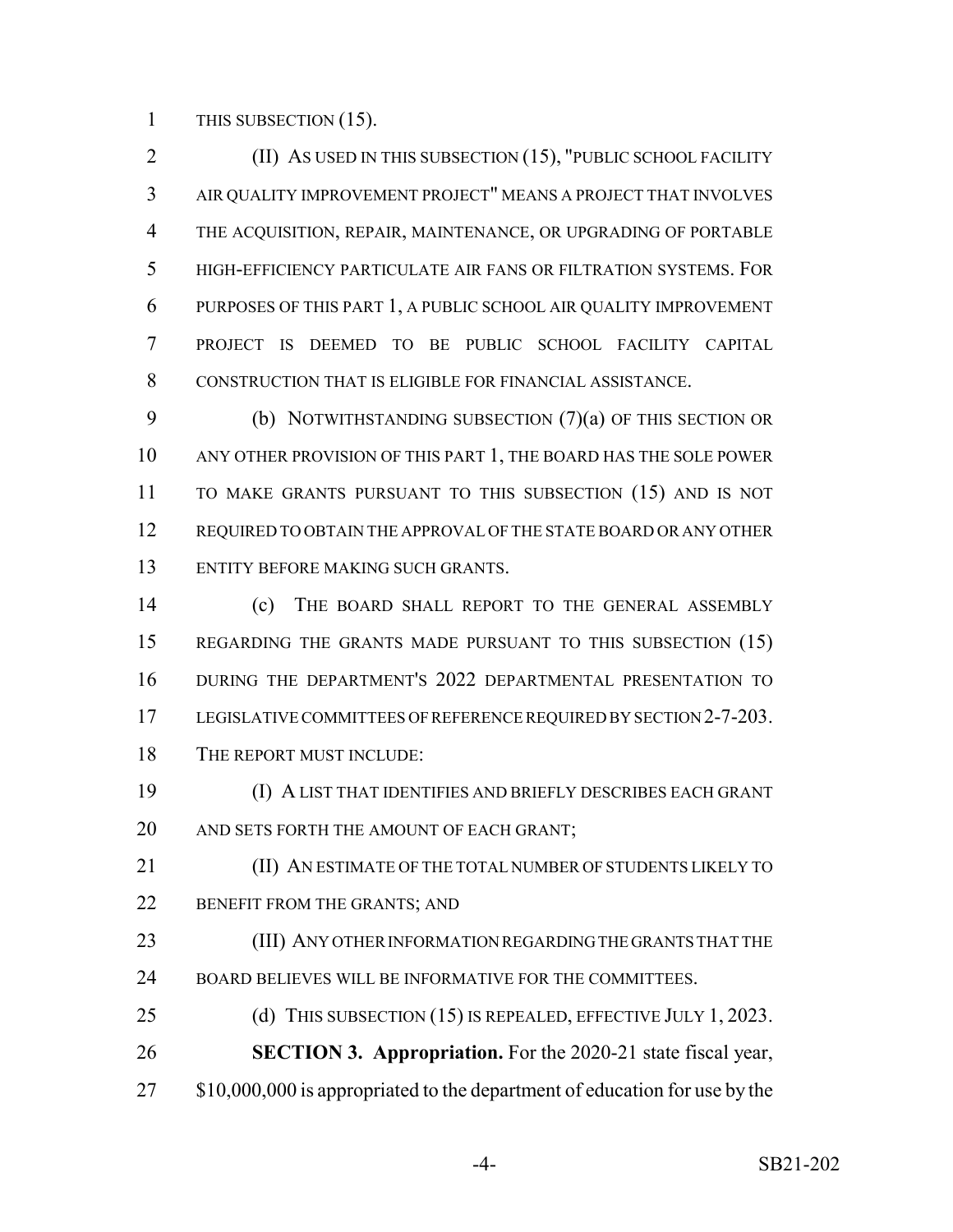THIS SUBSECTION (15).

(II) AS USED IN THIS SUBSECTION (15), "PUBLIC SCHOOL FACILITY AIR QUALITY IMPROVEMENT PROJECT" MEANS A PROJECT THAT INVOLVES THE ACQUISITION, REPAIR, MAINTENANCE, OR UPGRADING OF PORTABLE HIGH-EFFICIENCY PARTICULATE AIR FANS OR FILTRATION SYSTEMS. FOR PURPOSES OF THIS PART 1, A PUBLIC SCHOOL AIR QUALITY IMPROVEMENT PROJECT IS DEEMED TO BE PUBLIC SCHOOL FACILITY CAPITAL CONSTRUCTION THAT IS ELIGIBLE FOR FINANCIAL ASSISTANCE.

(b) NOTWITHSTANDING SUBSECTION (7)(a) OF THIS SECTION OR ANY OTHER PROVISION OF THIS PART 1, THE BOARD HAS THE SOLE POWER TO MAKE GRANTS PURSUANT TO THIS SUBSECTION (15) AND IS NOT REQUIRED TO OBTAIN THE APPROVAL OF THE STATE BOARD OR ANY OTHER ENTITY BEFORE MAKING SUCH GRANTS.

(c) THE BOARD SHALL REPORT TO THE GENERAL ASSEMBLY REGARDING THE GRANTS MADE PURSUANT TO THIS SUBSECTION (15) DURING THE DEPARTMENT'S 2022 DEPARTMENTAL PRESENTATION TO LEGISLATIVE COMMITTEES OF REFERENCE REQUIRED BY SECTION 2-7-203. THE REPORT MUST INCLUDE:

(I) A LIST THAT IDENTIFIES AND BRIEFLY DESCRIBES EACH GRANT AND SETS FORTH THE AMOUNT OF EACH GRANT;

(II) AN ESTIMATE OF THE TOTAL NUMBER OF STUDENTS LIKELY TO BENEFIT FROM THE GRANTS; AND

(III) ANY OTHER INFORMATION REGARDING THE GRANTS THAT THE BOARD BELIEVES WILL BE INFORMATIVE FOR THE COMMITTEES.

(d) THIS SUBSECTION (15) IS REPEALED, EFFECTIVE JULY 1, 2023.

**SECTION 3. Appropriation.** For the 2020-21 state fiscal year, $10,000,000 is appropriated to the department of education for use by the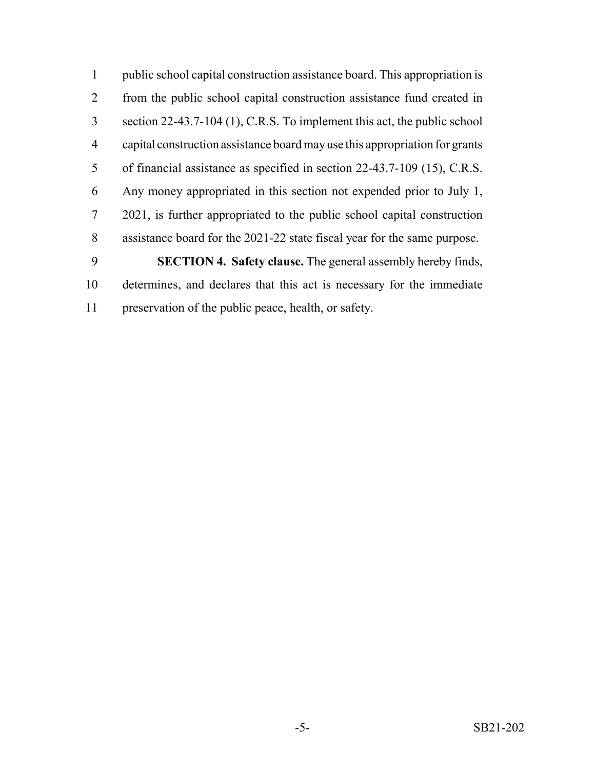public school capital construction assistance board. This appropriation is from the public school capital construction assistance fund created in section 22-43.7-104 (1), C.R.S. To implement this act, the public school capital construction assistance board may use this appropriation for grants of financial assistance as specified in section 22-43.7-109 (15), C.R.S. Any money appropriated in this section not expended prior to July 1, 2021, is further appropriated to the public school capital construction assistance board for the 2021-22 state fiscal year for the same purpose.

**SECTION 4. Safety clause.** The general assembly hereby finds, determines, and declares that this act is necessary for the immediate preservation of the public peace, health, or safety.